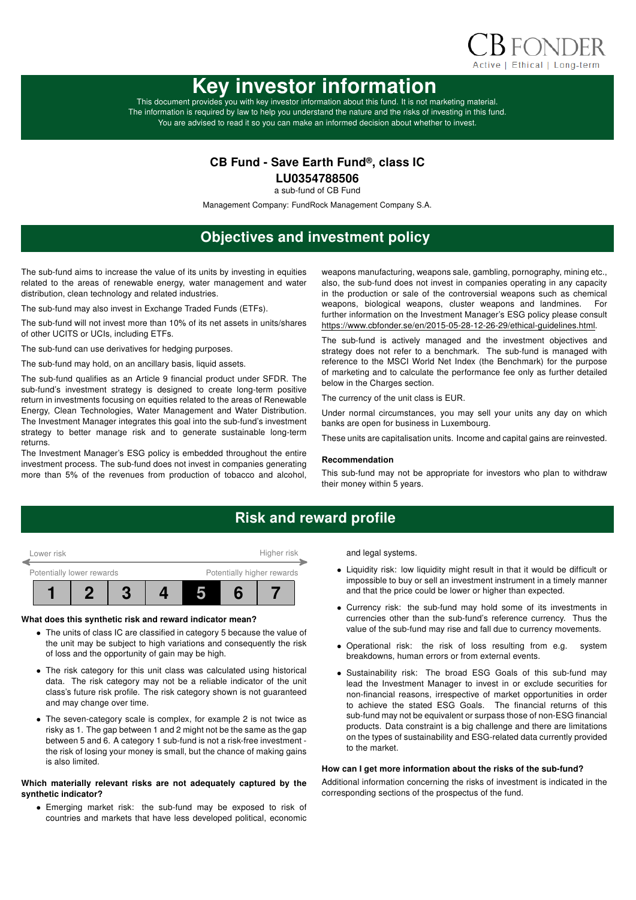CB FONDER
Active | Ethical | Long-term

# Key investor information

This document provides you with key investor information about this fund. It is not marketing material. The information is required by law to help you understand the nature and the risks of investing in this fund. You are advised to read it so you can make an informed decision about whether to invest.

**CB Fund - Save Earth Fund®, class IC**

**LU0354788506**

a sub-fund of CB Fund

Management Company: FundRock Management Company S.A.

## Objectives and investment policy

The sub-fund aims to increase the value of its units by investing in equities related to the areas of renewable energy, water management and water distribution, clean technology and related industries.

The sub-fund may also invest in Exchange Traded Funds (ETFs).

The sub-fund will not invest more than 10% of its net assets in units/shares of other UCITS or UCIs, including ETFs.

The sub-fund can use derivatives for hedging purposes.

The sub-fund may hold, on an ancillary basis, liquid assets.

The sub-fund qualifies as an Article 9 financial product under SFDR. The sub-fund's investment strategy is designed to create long-term positive return in investments focusing on equities related to the areas of Renewable Energy, Clean Technologies, Water Management and Water Distribution. The Investment Manager integrates this goal into the sub-fund's investment strategy to better manage risk and to generate sustainable long-term returns.

The Investment Manager's ESG policy is embedded throughout the entire investment process. The sub-fund does not invest in companies generating more than 5% of the revenues from production of tobacco and alcohol, weapons manufacturing, weapons sale, gambling, pornography, mining etc., also, the sub-fund does not invest in companies operating in any capacity in the production or sale of the controversial weapons such as chemical weapons, biological weapons, cluster weapons and landmines. For further information on the Investment Manager's ESG policy please consult https://www.cbfonder.se/en/2015-05-28-12-26-29/ethical-guidelines.html.

The sub-fund is actively managed and the investment objectives and strategy does not refer to a benchmark. The sub-fund is managed with reference to the MSCI World Net Index (the Benchmark) for the purpose of marketing and to calculate the performance fee only as further detailed below in the Charges section.

The currency of the unit class is EUR.

Under normal circumstances, you may sell your units any day on which banks are open for business in Luxembourg.

These units are capitalisation units. Income and capital gains are reinvested.

**Recommendation**

This sub-fund may not be appropriate for investors who plan to withdraw their money within 5 years.

## Risk and reward profile

| Lower risk | | | | | | Higher risk |
|---|---|---|---|---|---|---|
| Potentially lower rewards | | | | | | Potentially higher rewards |
| 1 | 2 | 3 | 4 | **5** | 6 | 7 |

**What does this synthetic risk and reward indicator mean?**

- The units of class IC are classified in category 5 because the value of the unit may be subject to high variations and consequently the risk of loss and the opportunity of gain may be high.
- The risk category for this unit class was calculated using historical data. The risk category may not be a reliable indicator of the unit class's future risk profile. The risk category shown is not guaranteed and may change over time.
- The seven-category scale is complex, for example 2 is not twice as risky as 1. The gap between 1 and 2 might not be the same as the gap between 5 and 6. A category 1 sub-fund is not a risk-free investment - the risk of losing your money is small, but the chance of making gains is also limited.

**Which materially relevant risks are not adequately captured by the synthetic indicator?**

- Emerging market risk: the sub-fund may be exposed to risk of countries and markets that have less developed political, economic and legal systems.
- Liquidity risk: low liquidity might result in that it would be difficult or impossible to buy or sell an investment instrument in a timely manner and that the price could be lower or higher than expected.
- Currency risk: the sub-fund may hold some of its investments in currencies other than the sub-fund's reference currency. Thus the value of the sub-fund may rise and fall due to currency movements.
- Operational risk: the risk of loss resulting from e.g. system breakdowns, human errors or from external events.
- Sustainability risk: The broad ESG Goals of this sub-fund may lead the Investment Manager to invest in or exclude securities for non-financial reasons, irrespective of market opportunities in order to achieve the stated ESG Goals. The financial returns of this sub-fund may not be equivalent or surpass those of non-ESG financial products. Data constraint is a big challenge and there are limitations on the types of sustainability and ESG-related data currently provided to the market.

**How can I get more information about the risks of the sub-fund?**

Additional information concerning the risks of investment is indicated in the corresponding sections of the prospectus of the fund.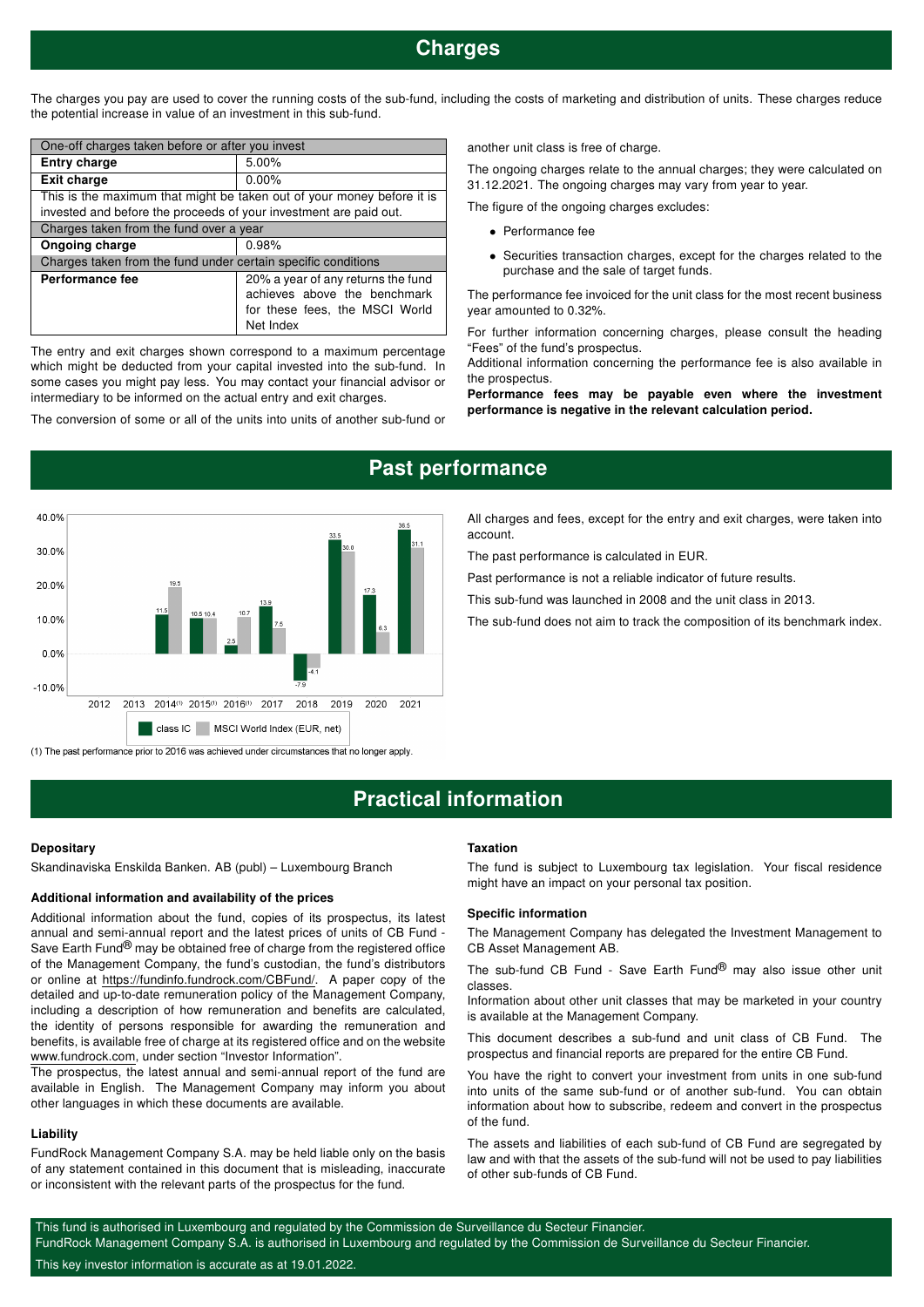## Charges

The charges you pay are used to cover the running costs of the sub-fund, including the costs of marketing and distribution of units. These charges reduce the potential increase in value of an investment in this sub-fund.

| One-off charges taken before or after you invest | |
|---|---|
| **Entry charge** | 5.00% |
| **Exit charge** | 0.00% |
| This is the maximum that might be taken out of your money before it is invested and before the proceeds of your investment are paid out. | |
| Charges taken from the fund over a year | |
| **Ongoing charge** | 0.98% |
| Charges taken from the fund under certain specific conditions | |
| **Performance fee** | 20% a year of any returns the fund achieves above the benchmark for these fees, the MSCI World Net Index |

The entry and exit charges shown correspond to a maximum percentage which might be deducted from your capital invested into the sub-fund. In some cases you might pay less. You may contact your financial advisor or intermediary to be informed on the actual entry and exit charges.

The conversion of some or all of the units into units of another sub-fund or another unit class is free of charge.

The ongoing charges relate to the annual charges; they were calculated on 31.12.2021. The ongoing charges may vary from year to year.

The figure of the ongoing charges excludes:

- Performance fee
- Securities transaction charges, except for the charges related to the purchase and the sale of target funds.

The performance fee invoiced for the unit class for the most recent business year amounted to 0.32%.

For further information concerning charges, please consult the heading "Fees" of the fund's prospectus.
Additional information concerning the performance fee is also available in the prospectus.
**Performance fees may be payable even where the investment performance is negative in the relevant calculation period.**

## Past performance

40.0%
30.0%
20.0%
10.0%
0.0%
-10.0%

2012 2013 2014(1) 2015(1) 2016(1) 2017 2018 2019 2020 2021

11.5 19.5 10.5 10.4 2.5 10.7 13.9 7.5 -7.9 -4.1 33.5 30.0 17.3 6.3 36.5 31.1

class IC MSCI World Index (EUR, net)

(1) The past performance prior to 2016 was achieved under circumstances that no longer apply.

All charges and fees, except for the entry and exit charges, were taken into account.

The past performance is calculated in EUR.

Past performance is not a reliable indicator of future results.

This sub-fund was launched in 2008 and the unit class in 2013.

The sub-fund does not aim to track the composition of its benchmark index.

## Practical information

### Depositary

Skandinaviska Enskilda Banken. AB (publ) – Luxembourg Branch

### Additional information and availability of the prices

Additional information about the fund, copies of its prospectus, its latest annual and semi-annual report and the latest prices of units of CB Fund - Save Earth Fund® may be obtained free of charge from the registered office of the Management Company, the fund's custodian, the fund's distributors or online at https://fundinfo.fundrock.com/CBFund/. A paper copy of the detailed and up-to-date remuneration policy of the Management Company, including a description of how remuneration and benefits are calculated, the identity of persons responsible for awarding the remuneration and benefits, is available free of charge at its registered office and on the website www.fundrock.com, under section "Investor Information".
The prospectus, the latest annual and semi-annual report of the fund are available in English. The Management Company may inform you about other languages in which these documents are available.

### Liability

FundRock Management Company S.A. may be held liable only on the basis of any statement contained in this document that is misleading, inaccurate or inconsistent with the relevant parts of the prospectus for the fund.

### Taxation

The fund is subject to Luxembourg tax legislation. Your fiscal residence might have an impact on your personal tax position.

### Specific information

The Management Company has delegated the Investment Management to CB Asset Management AB.

The sub-fund CB Fund - Save Earth Fund® may also issue other unit classes.
Information about other unit classes that may be marketed in your country is available at the Management Company.

This document describes a sub-fund and unit class of CB Fund. The prospectus and financial reports are prepared for the entire CB Fund.

You have the right to convert your investment from units in one sub-fund into units of the same sub-fund or of another sub-fund. You can obtain information about how to subscribe, redeem and convert in the prospectus of the fund.

The assets and liabilities of each sub-fund of CB Fund are segregated by law and with that the assets of the sub-fund will not be used to pay liabilities of other sub-funds of CB Fund.

This fund is authorised in Luxembourg and regulated by the Commission de Surveillance du Secteur Financier.
FundRock Management Company S.A. is authorised in Luxembourg and regulated by the Commission de Surveillance du Secteur Financier.

This key investor information is accurate as at 19.01.2022.